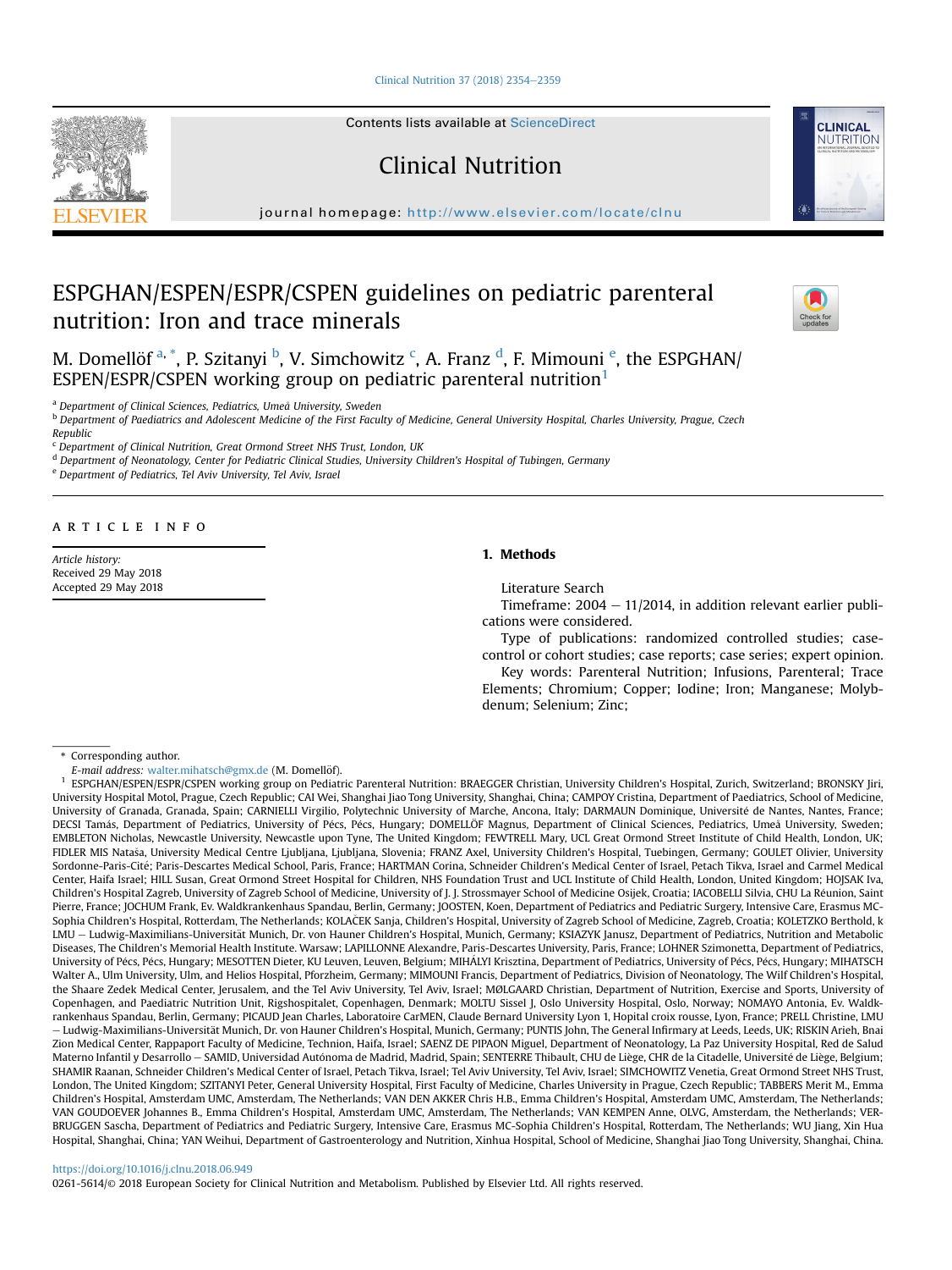# ESPGHAN/ESPEN/ESPR/CSPEN guidelines on pediatric parenteral nutrition: Iron and trace minerals

M. Domellöf [a, *], P. Szitanyi [b], V. Simchowitz [c], A. Franz [d], F. Mimouni [e], the ESPGHAN/ESPEN/ESPR/CSPEN working group on pediatric parenteral nutrition[1]

[a] Department of Clinical Sciences, Pediatrics, Umeå University, Sweden

[b] Department of Paediatrics and Adolescent Medicine of the First Faculty of Medicine, General University Hospital, Charles University, Prague, Czech Republic

[c] Department of Clinical Nutrition, Great Ormond Street NHS Trust, London, UK

[d] Department of Neonatology, Center for Pediatric Clinical Studies, University Children's Hospital of Tubingen, Germany

[e] Department of Pediatrics, Tel Aviv University, Tel Aviv, Israel

## ARTICLE INFO

*Article history:*
Received 29 May 2018
Accepted 29 May 2018

## 1. Methods

Literature Search

Timeframe: 2004 – 11/2014, in addition relevant earlier publications were considered.

Type of publications: randomized controlled studies; case-control or cohort studies; case reports; case series; expert opinion.

Key words: Parenteral Nutrition; Infusions, Parenteral; Trace Elements; Chromium; Copper; Iodine; Iron; Manganese; Molybdenum; Selenium; Zinc;

---

\* Corresponding author.

*E-mail address:* walter.mihatsch@gmx.de (M. Domellöf).

[1] ESPGHAN/ESPEN/ESPR/CSPEN working group on Pediatric Parenteral Nutrition: BRAEGGER Christian, University Children's Hospital, Zurich, Switzerland; BRONSKY Jiri, University Hospital Motol, Prague, Czech Republic; CAI Wei, Shanghai Jiao Tong University, Shanghai, China; CAMPOY Cristina, Department of Paediatrics, School of Medicine, University of Granada, Granada, Spain; CARNIELLI Virgilio, Polytechnic University of Marche, Ancona, Italy; DARMAUN Dominique, Université de Nantes, Nantes, France; DECSI Tamás, Department of Pediatrics, University of Pécs, Pécs, Hungary; DOMELLÖF Magnus, Department of Clinical Sciences, Pediatrics, Umeå University, Sweden; EMBLETON Nicholas, Newcastle University, Newcastle upon Tyne, The United Kingdom; FEWTRELL Mary, UCL Great Ormond Street Institute of Child Health, London, UK; FIDLER MIS Nataša, University Medical Centre Ljubljana, Ljubljana, Slovenia; FRANZ Axel, University Children's Hospital, Tuebingen, Germany; GOULET Olivier, University Sordonne-Paris-Cité; Paris-Descartes Medical School, Paris, France; HARTMAN Corina, Schneider Children's Medical Center of Israel, Petach Tikva, Israel and Carmel Medical Center, Haifa Israel; HILL Susan, Great Ormond Street Hospital for Children, NHS Foundation Trust and UCL Institute of Child Health, London, United Kingdom; HOJSAK Iva, Children's Hospital Zagreb, University of Zagreb School of Medicine, University of J. J. Strossmayer School of Medicine Osijek, Croatia; IACOBELLI Silvia, CHU La Réunion, Saint Pierre, France; JOCHUM Frank, Ev. Waldkrankenhaus Spandau, Berlin, Germany; JOOSTEN, Koen, Department of Pediatrics and Pediatric Surgery, Intensive Care, Erasmus MC-Sophia Children's Hospital, Rotterdam, The Netherlands; KOLAČEK Sanja, Children's Hospital, University of Zagreb School of Medicine, Zagreb, Croatia; KOLETZKO Berthold, k LMU – Ludwig-Maximilians-Universität Munich, Dr. von Hauner Children's Hospital, Munich, Germany; KSIAZYK Janusz, Department of Pediatrics, Nutrition and Metabolic Diseases, The Children's Memorial Health Institute. Warsaw; LAPILLONNE Alexandre, Paris-Descartes University, Paris, France; LOHNER Szimonetta, Department of Pediatrics, University of Pécs, Pécs, Hungary; MESOTTEN Dieter, KU Leuven, Leuven, Belgium; MIHÁLYI Krisztina, Department of Pediatrics, University of Pécs, Pécs, Hungary; MIHATSCH Walter A., Ulm University, Ulm, and Helios Hospital, Pforzheim, Germany; MIMOUNI Francis, Department of Pediatrics, Division of Neonatology, The Wilf Children's Hospital, the Shaare Zedek Medical Center, Jerusalem, and the Tel Aviv University, Tel Aviv, Israel; MØLGAARD Christian, Department of Nutrition, Exercise and Sports, University of Copenhagen, and Paediatric Nutrition Unit, Rigshospitalet, Copenhagen, Denmark; MOLTU Sissel J, Oslo University Hospital, Oslo, Norway; NOMAYO Antonia, Ev. Waldkrankenhaus Spandau, Berlin, Germany; PICAUD Jean Charles, Laboratoire CarMEN, Claude Bernard University Lyon 1, Hopital croix rousse, Lyon, France; PRELL Christine, LMU – Ludwig-Maximilians-Universität Munich, Dr. von Hauner Children's Hospital, Munich, Germany; PUNTIS John, The General Infirmary at Leeds, Leeds, UK; RISKIN Arieh, Bnai Zion Medical Center, Rappaport Faculty of Medicine, Technion, Haifa, Israel; SAENZ DE PIPAON Miguel, Department of Neonatology, La Paz University Hospital, Red de Salud Materno Infantil y Desarrollo – SAMID, Universidad Autónoma de Madrid, Madrid, Spain; SENTERRE Thibault, CHU de Liège, CHR de la Citadelle, Université de Liège, Belgium; SHAMIR Raanan, Schneider Children's Medical Center of Israel, Petach Tikva, Israel; Tel Aviv University, Tel Aviv, Israel; SIMCHOWITZ Venetia, Great Ormond Street NHS Trust, London, The United Kingdom; SZITANYI Peter, General University Hospital, First Faculty of Medicine, Charles University in Prague, Czech Republic; TABBERS Merit M., Emma Children's Hospital, Amsterdam UMC, Amsterdam, The Netherlands; VAN DEN AKKER Chris H.B., Emma Children's Hospital, Amsterdam UMC, Amsterdam, The Netherlands; VAN GOUDOEVER Johannes B., Emma Children's Hospital, Amsterdam UMC, Amsterdam, The Netherlands; VAN KEMPEN Anne, OLVG, Amsterdam, the Netherlands; VERBRUGGEN Sascha, Department of Pediatrics and Pediatric Surgery, Intensive Care, Erasmus MC-Sophia Children's Hospital, Rotterdam, The Netherlands; WU Jiang, Xin Hua Hospital, Shanghai, China; YAN Weihui, Department of Gastroenterology and Nutrition, Xinhua Hospital, School of Medicine, Shanghai Jiao Tong University, Shanghai, China.

https://doi.org/10.1016/j.clnu.2018.06.949

0261-5614/© 2018 European Society for Clinical Nutrition and Metabolism. Published by Elsevier Ltd. All rights reserved.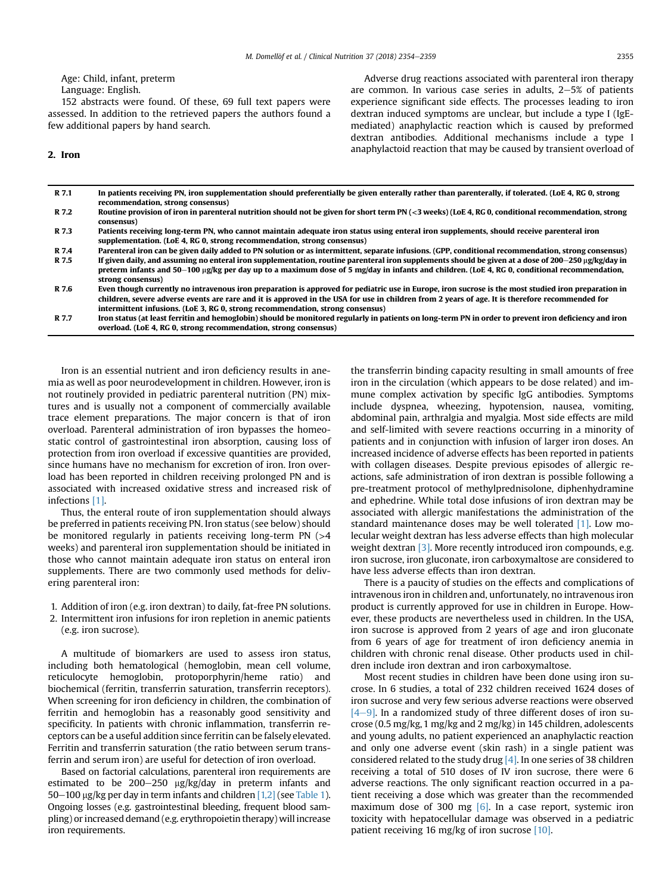Age: Child, infant, preterm

Language: English.

152 abstracts were found. Of these, 69 full text papers were assessed. In addition to the retrieved papers the authors found a few additional papers by hand search.

## 2. Iron

| | |
|---|---|
| **R 7.1** | **In patients receiving PN, iron supplementation should preferentially be given enterally rather than parenterally, if tolerated. (LoE 4, RG 0, strong recommendation, strong consensus)** |
| **R 7.2** | **Routine provision of iron in parenteral nutrition should not be given for short term PN (<3 weeks) (LoE 4, RG 0, conditional recommendation, strong consensus)** |
| **R 7.3** | **Patients receiving long-term PN, who cannot maintain adequate iron status using enteral iron supplements, should receive parenteral iron supplementation. (LoE 4, RG 0, strong recommendation, strong consensus)** |
| **R 7.4** | **Parenteral iron can be given daily added to PN solution or as intermittent, separate infusions. (GPP, conditional recommendation, strong consensus)** |
| **R 7.5** | **If given daily, and assuming no enteral iron supplementation, routine parenteral iron supplements should be given at a dose of 200–250 μg/kg/day in preterm infants and 50–100 μg/kg per day up to a maximum dose of 5 mg/day in infants and children. (LoE 4, RG 0, conditional recommendation, strong consensus)** |
| **R 7.6** | **Even though currently no intravenous iron preparation is approved for pediatric use in Europe, iron sucrose is the most studied iron preparation in children, severe adverse events are rare and it is approved in the USA for use in children from 2 years of age. It is therefore recommended for intermittent infusions. (LoE 3, RG 0, strong recommendation, strong consensus)** |
| **R 7.7** | **Iron status (at least ferritin and hemoglobin) should be monitored regularly in patients on long-term PN in order to prevent iron deficiency and iron overload. (LoE 4, RG 0, strong recommendation, strong consensus)** |

Iron is an essential nutrient and iron deficiency results in anemia as well as poor neurodevelopment in children. However, iron is not routinely provided in pediatric parenteral nutrition (PN) mixtures and is usually not a component of commercially available trace element preparations. The major concern is that of iron overload. Parenteral administration of iron bypasses the homeostatic control of gastrointestinal iron absorption, causing loss of protection from iron overload if excessive quantities are provided, since humans have no mechanism for excretion of iron. Iron overload has been reported in children receiving prolonged PN and is associated with increased oxidative stress and increased risk of infections [1].

Thus, the enteral route of iron supplementation should always be preferred in patients receiving PN. Iron status (see below) should be monitored regularly in patients receiving long-term PN (>4 weeks) and parenteral iron supplementation should be initiated in those who cannot maintain adequate iron status on enteral iron supplements. There are two commonly used methods for delivering parenteral iron:

1. Addition of iron (e.g. iron dextran) to daily, fat-free PN solutions.
2. Intermittent iron infusions for iron repletion in anemic patients (e.g. iron sucrose).

A multitude of biomarkers are used to assess iron status, including both hematological (hemoglobin, mean cell volume, reticulocyte hemoglobin, protoporphyrin/heme ratio) and biochemical (ferritin, transferrin saturation, transferrin receptors). When screening for iron deficiency in children, the combination of ferritin and hemoglobin has a reasonably good sensitivity and specificity. In patients with chronic inflammation, transferrin receptors can be a useful addition since ferritin can be falsely elevated. Ferritin and transferrin saturation (the ratio between serum transferrin and serum iron) are useful for detection of iron overload.

Based on factorial calculations, parenteral iron requirements are estimated to be 200–250 μg/kg/day in preterm infants and 50–100 μg/kg per day in term infants and children [1,2] (see Table 1). Ongoing losses (e.g. gastrointestinal bleeding, frequent blood sampling) or increased demand (e.g. erythropoietin therapy) will increase iron requirements.

Adverse drug reactions associated with parenteral iron therapy are common. In various case series in adults, 2–5% of patients experience significant side effects. The processes leading to iron dextran induced symptoms are unclear, but include a type I (IgE-mediated) anaphylactic reaction which is caused by preformed dextran antibodies. Additional mechanisms include a type I anaphylactoid reaction that may be caused by transient overload of the transferrin binding capacity resulting in small amounts of free iron in the circulation (which appears to be dose related) and immune complex activation by specific IgG antibodies. Symptoms include dyspnea, wheezing, hypotension, nausea, vomiting, abdominal pain, arthralgia and myalgia. Most side effects are mild and self-limited with severe reactions occurring in a minority of patients and in conjunction with infusion of larger iron doses. An increased incidence of adverse effects has been reported in patients with collagen diseases. Despite previous episodes of allergic reactions, safe administration of iron dextran is possible following a pre-treatment protocol of methylprednisolone, diphenhydramine and ephedrine. While total dose infusions of iron dextran may be associated with allergic manifestations the administration of the standard maintenance doses may be well tolerated [1]. Low molecular weight dextran has less adverse effects than high molecular weight dextran [3]. More recently introduced iron compounds, e.g. iron sucrose, iron gluconate, iron carboxymaltose are considered to have less adverse effects than iron dextran.

There is a paucity of studies on the effects and complications of intravenous iron in children and, unfortunately, no intravenous iron product is currently approved for use in children in Europe. However, these products are nevertheless used in children. In the USA, iron sucrose is approved from 2 years of age and iron gluconate from 6 years of age for treatment of iron deficiency anemia in children with chronic renal disease. Other products used in children include iron dextran and iron carboxymaltose.

Most recent studies in children have been done using iron sucrose. In 6 studies, a total of 232 children received 1624 doses of iron sucrose and very few serious adverse reactions were observed [4–9]. In a randomized study of three different doses of iron sucrose (0.5 mg/kg, 1 mg/kg and 2 mg/kg) in 145 children, adolescents and young adults, no patient experienced an anaphylactic reaction and only one adverse event (skin rash) in a single patient was considered related to the study drug [4]. In one series of 38 children receiving a total of 510 doses of IV iron sucrose, there were 6 adverse reactions. The only significant reaction occurred in a patient receiving a dose which was greater than the recommended maximum dose of 300 mg [6]. In a case report, systemic iron toxicity with hepatocellular damage was observed in a pediatric patient receiving 16 mg/kg of iron sucrose [10].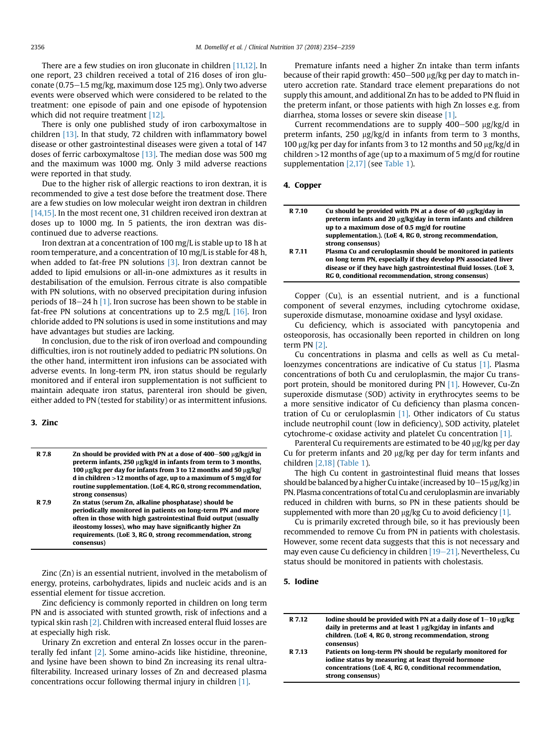There are a few studies on iron gluconate in children [11,12]. In one report, 23 children received a total of 216 doses of iron gluconate (0.75–1.5 mg/kg, maximum dose 125 mg). Only two adverse events were observed which were considered to be related to the treatment: one episode of pain and one episode of hypotension which did not require treatment [12].

There is only one published study of iron carboxymaltose in children [13]. In that study, 72 children with inflammatory bowel disease or other gastrointestinal diseases were given a total of 147 doses of ferric carboxymaltose [13]. The median dose was 500 mg and the maximum was 1000 mg. Only 3 mild adverse reactions were reported in that study.

Due to the higher risk of allergic reactions to iron dextran, it is recommended to give a test dose before the treatment dose. There are a few studies on low molecular weight iron dextran in children [14,15]. In the most recent one, 31 children received iron dextran at doses up to 1000 mg. In 5 patients, the iron dextran was discontinued due to adverse reactions.

Iron dextran at a concentration of 100 mg/L is stable up to 18 h at room temperature, and a concentration of 10 mg/L is stable for 48 h, when added to fat-free PN solutions [3]. Iron dextran cannot be added to lipid emulsions or all-in-one admixtures as it results in destabilisation of the emulsion. Ferrous citrate is also compatible with PN solutions, with no observed precipitation during infusion periods of 18–24 h [1]. Iron sucrose has been shown to be stable in fat-free PN solutions at concentrations up to 2.5 mg/L [16]. Iron chloride added to PN solutions is used in some institutions and may have advantages but studies are lacking.

In conclusion, due to the risk of iron overload and compounding difficulties, iron is not routinely added to pediatric PN solutions. On the other hand, intermittent iron infusions can be associated with adverse events. In long-term PN, iron status should be regularly monitored and if enteral iron supplementation is not sufficient to maintain adequate iron status, parenteral iron should be given, either added to PN (tested for stability) or as intermittent infusions.

## 3. Zinc

| | |
|---|---|
| **R 7.8** | **Zn should be provided with PN at a dose of 400–500 μg/kg/d in preterm infants, 250 μg/kg/d in infants from term to 3 months, 100 μg/kg per day for infants from 3 to 12 months and 50 μg/kg/d in children >12 months of age, up to a maximum of 5 mg/d for routine supplementation. (LoE 4, RG 0, strong recommendation, strong consensus)** |
| **R 7.9** | **Zn status (serum Zn, alkaline phosphatase) should be periodically monitored in patients on long-term PN and more often in those with high gastrointestinal fluid output (usually ileostomy losses), who may have significantly higher Zn requirements. (LoE 3, RG 0, strong recommendation, strong consensus)** |

Zinc (Zn) is an essential nutrient, involved in the metabolism of energy, proteins, carbohydrates, lipids and nucleic acids and is an essential element for tissue accretion.

Zinc deficiency is commonly reported in children on long term PN and is associated with stunted growth, risk of infections and a typical skin rash [2]. Children with increased enteral fluid losses are at especially high risk.

Urinary Zn excretion and enteral Zn losses occur in the parenterally fed infant [2]. Some amino-acids like histidine, threonine, and lysine have been shown to bind Zn increasing its renal ultrafilterability. Increased urinary losses of Zn and decreased plasma concentrations occur following thermal injury in children [1].

Premature infants need a higher Zn intake than term infants because of their rapid growth: 450–500 μg/kg per day to match in-utero accretion rate. Standard trace element preparations do not supply this amount, and additional Zn has to be added to PN fluid in the preterm infant, or those patients with high Zn losses e.g. from diarrhea, stoma losses or severe skin disease [1].

Current recommendations are to supply 400–500 μg/kg/d in preterm infants, 250 μg/kg/d in infants from term to 3 months, 100 μg/kg per day for infants from 3 to 12 months and 50 μg/kg/d in children >12 months of age (up to a maximum of 5 mg/d for routine supplementation [2,17] (see Table 1).

## 4. Copper

| | |
|---|---|
| **R 7.10** | **Cu should be provided with PN at a dose of 40 μg/kg/day in preterm infants and 20 μg/kg/day in term infants and children up to a maximum dose of 0.5 mg/d for routine supplementation.). (LoE 4, RG 0, strong recommendation, strong consensus)** |
| **R 7.11** | **Plasma Cu and ceruloplasmin should be monitored in patients on long term PN, especially if they develop PN associated liver disease or if they have high gastrointestinal fluid losses. (LoE 3, RG 0, conditional recommendation, strong consensus)** |

Copper (Cu), is an essential nutrient, and is a functional component of several enzymes, including cytochrome oxidase, superoxide dismutase, monoamine oxidase and lysyl oxidase.

Cu deficiency, which is associated with pancytopenia and osteoporosis, has occasionally been reported in children on long term PN [2].

Cu concentrations in plasma and cells as well as Cu metalloenzymes concentrations are indicative of Cu status [1]. Plasma concentrations of both Cu and ceruloplasmin, the major Cu transport protein, should be monitored during PN [1]. However, Cu-Zn superoxide dismutase (SOD) activity in erythrocytes seems to be a more sensitive indicator of Cu deficiency than plasma concentration of Cu or ceruloplasmin [1]. Other indicators of Cu status include neutrophil count (low in deficiency), SOD activity, platelet cytochrome-c oxidase activity and platelet Cu concentration [1].

Parenteral Cu requirements are estimated to be 40 μg/kg per day Cu for preterm infants and 20 μg/kg per day for term infants and children [2,18] (Table 1).

The high Cu content in gastrointestinal fluid means that losses should be balanced by a higher Cu intake (increased by 10–15 μg/kg) in PN. Plasma concentrations of total Cu and ceruloplasmin are invariably reduced in children with burns, so PN in these patients should be supplemented with more than 20 μg/kg Cu to avoid deficiency [1].

Cu is primarily excreted through bile, so it has previously been recommended to remove Cu from PN in patients with cholestasis. However, some recent data suggests that this is not necessary and may even cause Cu deficiency in children [19–21]. Nevertheless, Cu status should be monitored in patients with cholestasis.

## 5. Iodine

| | |
|---|---|
| **R 7.12** | **Iodine should be provided with PN at a daily dose of 1–10 μg/kg daily in preterms and at least 1 μg/kg/day in infants and children. (LoE 4, RG 0, strong recommendation, strong consensus)** |
| **R 7.13** | **Patients on long-term PN should be regularly monitored for iodine status by measuring at least thyroid hormone concentrations (LoE 4, RG 0, conditional recommendation, strong consensus)** |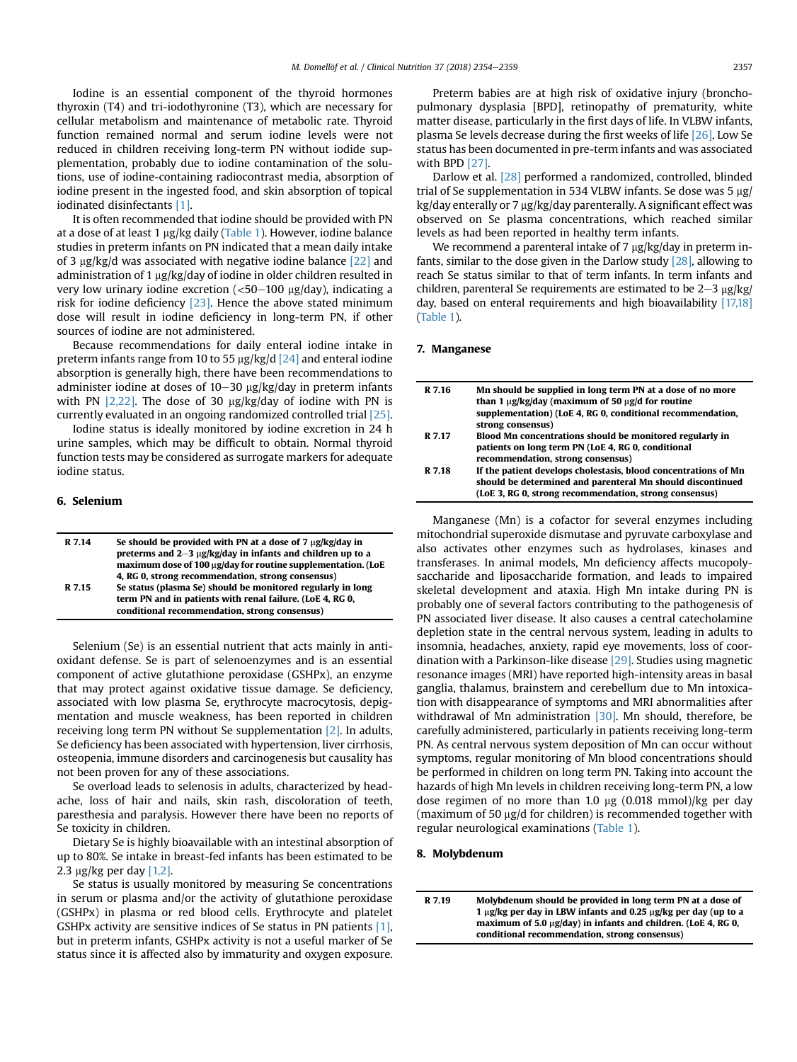Iodine is an essential component of the thyroid hormones thyroxin (T4) and tri-iodothyronine (T3), which are necessary for cellular metabolism and maintenance of metabolic rate. Thyroid function remained normal and serum iodine levels were not reduced in children receiving long-term PN without iodide supplementation, probably due to iodine contamination of the solutions, use of iodine-containing radiocontrast media, absorption of iodine present in the ingested food, and skin absorption of topical iodinated disinfectants [1].

It is often recommended that iodine should be provided with PN at a dose of at least 1 μg/kg daily (Table 1). However, iodine balance studies in preterm infants on PN indicated that a mean daily intake of 3 μg/kg/d was associated with negative iodine balance [22] and administration of 1 μg/kg/day of iodine in older children resulted in very low urinary iodine excretion (<50–100 μg/day), indicating a risk for iodine deficiency [23]. Hence the above stated minimum dose will result in iodine deficiency in long-term PN, if other sources of iodine are not administered.

Because recommendations for daily enteral iodine intake in preterm infants range from 10 to 55 μg/kg/d [24] and enteral iodine absorption is generally high, there have been recommendations to administer iodine at doses of 10–30 μg/kg/day in preterm infants with PN [2,22]. The dose of 30 μg/kg/day of iodine with PN is currently evaluated in an ongoing randomized controlled trial [25].

Iodine status is ideally monitored by iodine excretion in 24 h urine samples, which may be difficult to obtain. Normal thyroid function tests may be considered as surrogate markers for adequate iodine status.

## 6. Selenium

| | |
|---|---|
| **R 7.14** | **Se should be provided with PN at a dose of 7 μg/kg/day in preterms and 2–3 μg/kg/day in infants and children up to a maximum dose of 100 μg/day for routine supplementation. (LoE 4, RG 0, strong recommendation, strong consensus)** |
| **R 7.15** | **Se status (plasma Se) should be monitored regularly in long term PN and in patients with renal failure. (LoE 4, RG 0, conditional recommendation, strong consensus)** |

Selenium (Se) is an essential nutrient that acts mainly in antioxidant defense. Se is part of selenoenzymes and is an essential component of active glutathione peroxidase (GSHPx), an enzyme that may protect against oxidative tissue damage. Se deficiency, associated with low plasma Se, erythrocyte macrocytosis, depigmentation and muscle weakness, has been reported in children receiving long term PN without Se supplementation [2]. In adults, Se deficiency has been associated with hypertension, liver cirrhosis, osteopenia, immune disorders and carcinogenesis but causality has not been proven for any of these associations.

Se overload leads to selenosis in adults, characterized by headache, loss of hair and nails, skin rash, discoloration of teeth, paresthesia and paralysis. However there have been no reports of Se toxicity in children.

Dietary Se is highly bioavailable with an intestinal absorption of up to 80%. Se intake in breast-fed infants has been estimated to be 2.3 μg/kg per day [1,2].

Se status is usually monitored by measuring Se concentrations in serum or plasma and/or the activity of glutathione peroxidase (GSHPx) in plasma or red blood cells. Erythrocyte and platelet GSHPx activity are sensitive indices of Se status in PN patients [1], but in preterm infants, GSHPx activity is not a useful marker of Se status since it is affected also by immaturity and oxygen exposure.

Preterm babies are at high risk of oxidative injury (bronchopulmonary dysplasia [BPD], retinopathy of prematurity, white matter disease, particularly in the first days of life. In VLBW infants, plasma Se levels decrease during the first weeks of life [26]. Low Se status has been documented in pre-term infants and was associated with BPD [27].

Darlow et al. [28] performed a randomized, controlled, blinded trial of Se supplementation in 534 VLBW infants. Se dose was 5 μg/kg/day enterally or 7 μg/kg/day parenterally. A significant effect was observed on Se plasma concentrations, which reached similar levels as had been reported in healthy term infants.

We recommend a parenteral intake of 7 μg/kg/day in preterm infants, similar to the dose given in the Darlow study [28], allowing to reach Se status similar to that of term infants. In term infants and children, parenteral Se requirements are estimated to be 2–3 μg/kg/day, based on enteral requirements and high bioavailability [17,18] (Table 1).

## 7. Manganese

| | |
|---|---|
| **R 7.16** | **Mn should be supplied in long term PN at a dose of no more than 1 μg/kg/day (maximum of 50 μg/d for routine supplementation) (LoE 4, RG 0, conditional recommendation, strong consensus)** |
| **R 7.17** | **Blood Mn concentrations should be monitored regularly in patients on long term PN (LoE 4, RG 0, conditional recommendation, strong consensus)** |
| **R 7.18** | **If the patient develops cholestasis, blood concentrations of Mn should be determined and parenteral Mn should discontinued (LoE 3, RG 0, strong recommendation, strong consensus)** |

Manganese (Mn) is a cofactor for several enzymes including mitochondrial superoxide dismutase and pyruvate carboxylase and also activates other enzymes such as hydrolases, kinases and transferases. In animal models, Mn deficiency affects mucopolysaccharide and liposaccharide formation, and leads to impaired skeletal development and ataxia. High Mn intake during PN is probably one of several factors contributing to the pathogenesis of PN associated liver disease. It also causes a central catecholamine depletion state in the central nervous system, leading in adults to insomnia, headaches, anxiety, rapid eye movements, loss of coordination with a Parkinson-like disease [29]. Studies using magnetic resonance images (MRI) have reported high-intensity areas in basal ganglia, thalamus, brainstem and cerebellum due to Mn intoxication with disappearance of symptoms and MRI abnormalities after withdrawal of Mn administration [30]. Mn should, therefore, be carefully administered, particularly in patients receiving long-term PN. As central nervous system deposition of Mn can occur without symptoms, regular monitoring of Mn blood concentrations should be performed in children on long term PN. Taking into account the hazards of high Mn levels in children receiving long-term PN, a low dose regimen of no more than 1.0 μg (0.018 mmol)/kg per day (maximum of 50 μg/d for children) is recommended together with regular neurological examinations (Table 1).

## 8. Molybdenum

| | |
|---|---|
| **R 7.19** | **Molybdenum should be provided in long term PN at a dose of 1 μg/kg per day in LBW infants and 0.25 μg/kg per day (up to a maximum of 5.0 μg/day) in infants and children. (LoE 4, RG 0, conditional recommendation, strong consensus)** |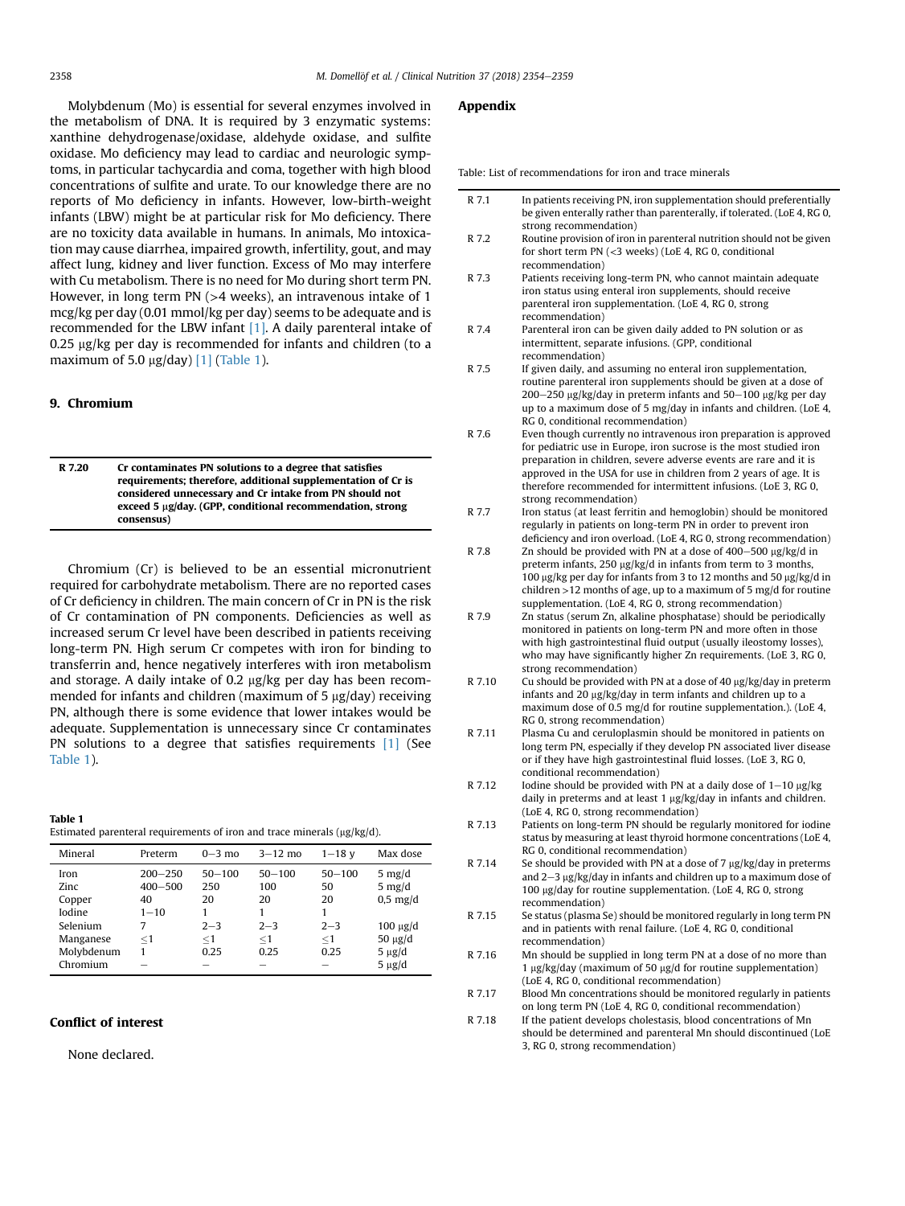Molybdenum (Mo) is essential for several enzymes involved in the metabolism of DNA. It is required by 3 enzymatic systems: xanthine dehydrogenase/oxidase, aldehyde oxidase, and sulfite oxidase. Mo deficiency may lead to cardiac and neurologic symptoms, in particular tachycardia and coma, together with high blood concentrations of sulfite and urate. To our knowledge there are no reports of Mo deficiency in infants. However, low-birth-weight infants (LBW) might be at particular risk for Mo deficiency. There are no toxicity data available in humans. In animals, Mo intoxication may cause diarrhea, impaired growth, infertility, gout, and may affect lung, kidney and liver function. Excess of Mo may interfere with Cu metabolism. There is no need for Mo during short term PN. However, in long term PN (>4 weeks), an intravenous intake of 1 mcg/kg per day (0.01 mmol/kg per day) seems to be adequate and is recommended for the LBW infant [1]. A daily parenteral intake of 0.25 μg/kg per day is recommended for infants and children (to a maximum of 5.0 μg/day) [1] (Table 1).

## 9. Chromium

| R 7.20 | **Cr contaminates PN solutions to a degree that satisfies requirements; therefore, additional supplementation of Cr is considered unnecessary and Cr intake from PN should not exceed 5 μg/day. (GPP, conditional recommendation, strong consensus)** |
|---|---|

Chromium (Cr) is believed to be an essential micronutrient required for carbohydrate metabolism. There are no reported cases of Cr deficiency in children. The main concern of Cr in PN is the risk of Cr contamination of PN components. Deficiencies as well as increased serum Cr level have been described in patients receiving long-term PN. High serum Cr competes with iron for binding to transferrin and, hence negatively interferes with iron metabolism and storage. A daily intake of 0.2 μg/kg per day has been recommended for infants and children (maximum of 5 μg/day) receiving PN, although there is some evidence that lower intakes would be adequate. Supplementation is unnecessary since Cr contaminates PN solutions to a degree that satisfies requirements [1] (See Table 1).

**Table 1**
Estimated parenteral requirements of iron and trace minerals (μg/kg/d).

| Mineral | Preterm | 0–3 mo | 3–12 mo | 1–18 y | Max dose |
|---|---|---|---|---|---|
| Iron | 200–250 | 50–100 | 50–100 | 50–100 | 5 mg/d |
| Zinc | 400–500 | 250 | 100 | 50 | 5 mg/d |
| Copper | 40 | 20 | 20 | 20 | 0,5 mg/d |
| Iodine | 1–10 | 1 | 1 | 1 | |
| Selenium | 7 | 2–3 | 2–3 | 2–3 | 100 μg/d |
| Manganese | ≤1 | ≤1 | ≤1 | ≤1 | 50 μg/d |
| Molybdenum | 1 | 0.25 | 0.25 | 0.25 | 5 μg/d |
| Chromium | – | – | – | – | 5 μg/d |

## Conflict of interest

None declared.

## Appendix

Table: List of recommendations for iron and trace minerals

| | |
|---|---|
| R 7.1 | In patients receiving PN, iron supplementation should preferentially be given enterally rather than parenterally, if tolerated. (LoE 4, RG 0, strong recommendation) |
| R 7.2 | Routine provision of iron in parenteral nutrition should not be given for short term PN (<3 weeks) (LoE 4, RG 0, conditional recommendation) |
| R 7.3 | Patients receiving long-term PN, who cannot maintain adequate iron status using enteral iron supplements, should receive parenteral iron supplementation. (LoE 4, RG 0, strong recommendation) |
| R 7.4 | Parenteral iron can be given daily added to PN solution or as intermittent, separate infusions. (GPP, conditional recommendation) |
| R 7.5 | If given daily, and assuming no enteral iron supplementation, routine parenteral iron supplements should be given at a dose of 200–250 μg/kg/day in preterm infants and 50–100 μg/kg per day up to a maximum dose of 5 mg/day in infants and children. (LoE 4, RG 0, conditional recommendation) |
| R 7.6 | Even though currently no intravenous iron preparation is approved for pediatric use in Europe, iron sucrose is the most studied iron preparation in children, severe adverse events are rare and it is approved in the USA for use in children from 2 years of age. It is therefore recommended for intermittent infusions. (LoE 3, RG 0, strong recommendation) |
| R 7.7 | Iron status (at least ferritin and hemoglobin) should be monitored regularly in patients on long-term PN in order to prevent iron deficiency and iron overload. (LoE 4, RG 0, strong recommendation) |
| R 7.8 | Zn should be provided with PN at a dose of 400–500 μg/kg/d in preterm infants, 250 μg/kg/d in infants from term to 3 months, 100 μg/kg per day for infants from 3 to 12 months and 50 μg/kg/d in children >12 months of age, up to a maximum of 5 mg/d for routine supplementation. (LoE 4, RG 0, strong recommendation) |
| R 7.9 | Zn status (serum Zn, alkaline phosphatase) should be periodically monitored in patients on long-term PN and more often in those with high gastrointestinal fluid output (usually ileostomy losses), who may have significantly higher Zn requirements. (LoE 3, RG 0, strong recommendation) |
| R 7.10 | Cu should be provided with PN at a dose of 40 μg/kg/day in preterm infants and 20 μg/kg/day in term infants and children up to a maximum dose of 0.5 mg/d for routine supplementation.). (LoE 4, RG 0, strong recommendation) |
| R 7.11 | Plasma Cu and ceruloplasmin should be monitored in patients on long term PN, especially if they develop PN associated liver disease or if they have high gastrointestinal fluid losses. (LoE 3, RG 0, conditional recommendation) |
| R 7.12 | Iodine should be provided with PN at a daily dose of 1–10 μg/kg daily in preterms and at least 1 μg/kg/day in infants and children. (LoE 4, RG 0, strong recommendation) |
| R 7.13 | Patients on long-term PN should be regularly monitored for iodine status by measuring at least thyroid hormone concentrations (LoE 4, RG 0, conditional recommendation) |
| R 7.14 | Se should be provided with PN at a dose of 7 μg/kg/day in preterms and 2–3 μg/kg/day in infants and children up to a maximum dose of 100 μg/day for routine supplementation. (LoE 4, RG 0, strong recommendation) |
| R 7.15 | Se status (plasma Se) should be monitored regularly in long term PN and in patients with renal failure. (LoE 4, RG 0, conditional recommendation) |
| R 7.16 | Mn should be supplied in long term PN at a dose of no more than 1 μg/kg/day (maximum of 50 μg/d for routine supplementation) (LoE 4, RG 0, conditional recommendation) |
| R 7.17 | Blood Mn concentrations should be monitored regularly in patients on long term PN (LoE 4, RG 0, conditional recommendation) |
| R 7.18 | If the patient develops cholestasis, blood concentrations of Mn should be determined and parenteral Mn should discontinued (LoE 3, RG 0, strong recommendation) |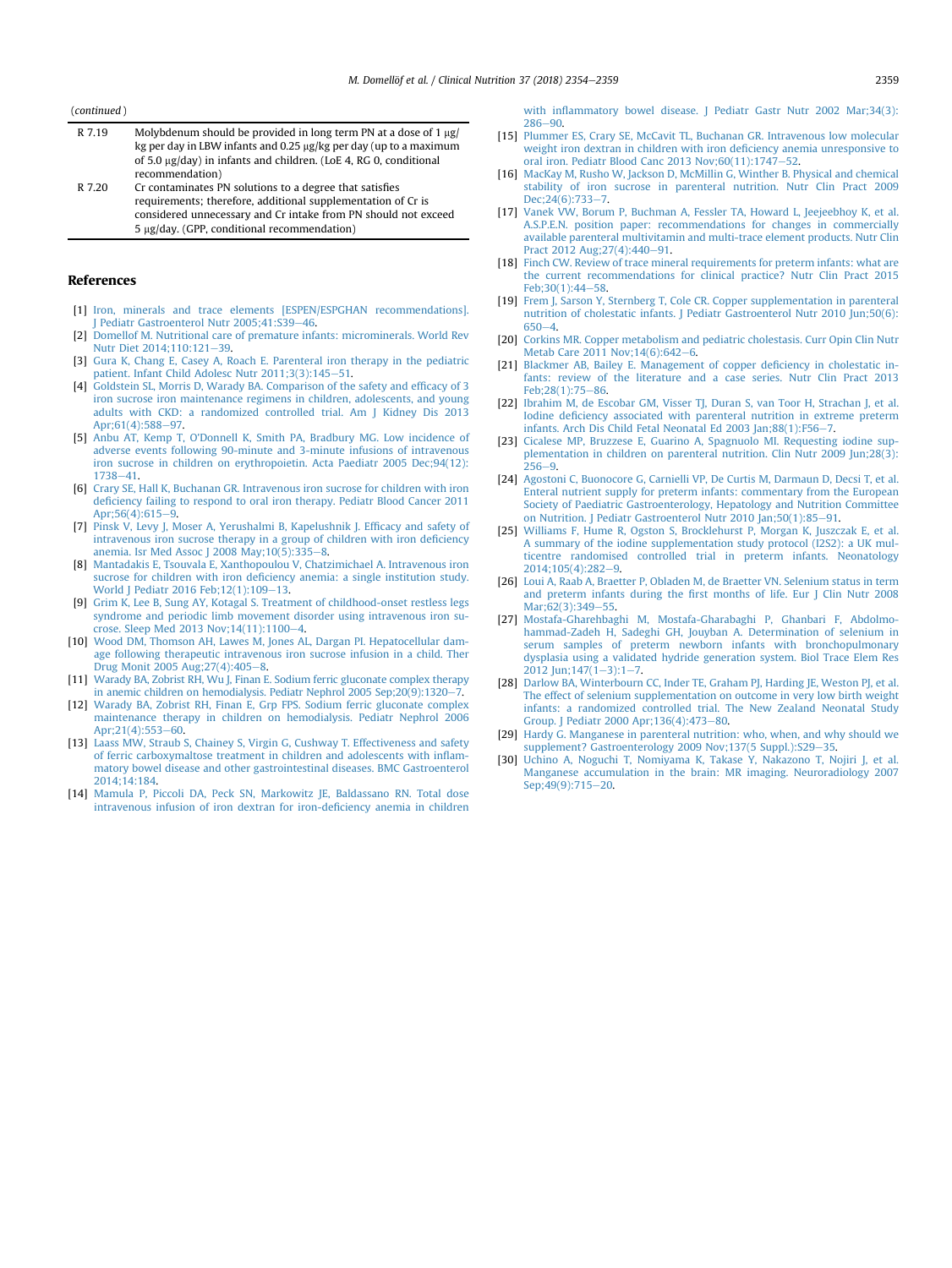(*continued*)

| | |
|---|---|
| R 7.19 | Molybdenum should be provided in long term PN at a dose of 1 μg/kg per day in LBW infants and 0.25 μg/kg per day (up to a maximum of 5.0 μg/day) in infants and children. (LoE 4, RG 0, conditional recommendation) |
| R 7.20 | Cr contaminates PN solutions to a degree that satisfies requirements; therefore, additional supplementation of Cr is considered unnecessary and Cr intake from PN should not exceed 5 μg/day. (GPP, conditional recommendation) |

## References

[1] Iron, minerals and trace elements [ESPEN/ESPGHAN recommendations]. J Pediatr Gastroenterol Nutr 2005;41:S39–46.

[2] Domellof M. Nutritional care of premature infants: microminerals. World Rev Nutr Diet 2014;110:121–39.

[3] Gura K, Chang E, Casey A, Roach E. Parenteral iron therapy in the pediatric patient. Infant Child Adolesc Nutr 2011;3(3):145–51.

[4] Goldstein SL, Morris D, Warady BA. Comparison of the safety and efficacy of 3 iron sucrose iron maintenance regimens in children, adolescents, and young adults with CKD: a randomized controlled trial. Am J Kidney Dis 2013 Apr;61(4):588–97.

[5] Anbu AT, Kemp T, O'Donnell K, Smith PA, Bradbury MG. Low incidence of adverse events following 90-minute and 3-minute infusions of intravenous iron sucrose in children on erythropoietin. Acta Paediatr 2005 Dec;94(12): 1738–41.

[6] Crary SE, Hall K, Buchanan GR. Intravenous iron sucrose for children with iron deficiency failing to respond to oral iron therapy. Pediatr Blood Cancer 2011 Apr;56(4):615–9.

[7] Pinsk V, Levy J, Moser A, Yerushalmi B, Kapelushnik J. Efficacy and safety of intravenous iron sucrose therapy in a group of children with iron deficiency anemia. Isr Med Assoc J 2008 May;10(5):335–8.

[8] Mantadakis E, Tsouvala E, Xanthopoulou V, Chatzimichael A. Intravenous iron sucrose for children with iron deficiency anemia: a single institution study. World J Pediatr 2016 Feb;12(1):109–13.

[9] Grim K, Lee B, Sung AY, Kotagal S. Treatment of childhood-onset restless legs syndrome and periodic limb movement disorder using intravenous iron sucrose. Sleep Med 2013 Nov;14(11):1100–4.

[10] Wood DM, Thomson AH, Lawes M, Jones AL, Dargan PI. Hepatocellular damage following therapeutic intravenous iron sucrose infusion in a child. Ther Drug Monit 2005 Aug;27(4):405–8.

[11] Warady BA, Zobrist RH, Wu J, Finan E. Sodium ferric gluconate complex therapy in anemic children on hemodialysis. Pediatr Nephrol 2005 Sep;20(9):1320–7.

[12] Warady BA, Zobrist RH, Finan E, Grp FPS. Sodium ferric gluconate complex maintenance therapy in children on hemodialysis. Pediatr Nephrol 2006 Apr;21(4):553–60.

[13] Laass MW, Straub S, Chainey S, Virgin G, Cushway T. Effectiveness and safety of ferric carboxymaltose treatment in children and adolescents with inflammatory bowel disease and other gastrointestinal diseases. BMC Gastroenterol 2014;14:184.

[14] Mamula P, Piccoli DA, Peck SN, Markowitz JE, Baldassano RN. Total dose intravenous infusion of iron dextran for iron-deficiency anemia in children with inflammatory bowel disease. J Pediatr Gastr Nutr 2002 Mar;34(3): 286–90.

[15] Plummer ES, Crary SE, McCavit TL, Buchanan GR. Intravenous low molecular weight iron dextran in children with iron deficiency anemia unresponsive to oral iron. Pediatr Blood Canc 2013 Nov;60(11):1747–52.

[16] MacKay M, Rusho W, Jackson D, McMillin G, Winther B. Physical and chemical stability of iron sucrose in parenteral nutrition. Nutr Clin Pract 2009 Dec;24(6):733–7.

[17] Vanek VW, Borum P, Buchman A, Fessler TA, Howard L, Jeejeebhoy K, et al. A.S.P.E.N. position paper: recommendations for changes in commercially available parenteral multivitamin and multi-trace element products. Nutr Clin Pract 2012 Aug;27(4):440–91.

[18] Finch CW. Review of trace mineral requirements for preterm infants: what are the current recommendations for clinical practice? Nutr Clin Pract 2015 Feb;30(1):44–58.

[19] Frem J, Sarson Y, Sternberg T, Cole CR. Copper supplementation in parenteral nutrition of cholestatic infants. J Pediatr Gastroenterol Nutr 2010 Jun;50(6): 650–4.

[20] Corkins MR. Copper metabolism and pediatric cholestasis. Curr Opin Clin Nutr Metab Care 2011 Nov;14(6):642–6.

[21] Blackmer AB, Bailey E. Management of copper deficiency in cholestatic infants: review of the literature and a case series. Nutr Clin Pract 2013 Feb;28(1):75–86.

[22] Ibrahim M, de Escobar GM, Visser TJ, Duran S, van Toor H, Strachan J, et al. Iodine deficiency associated with parenteral nutrition in extreme preterm infants. Arch Dis Child Fetal Neonatal Ed 2003 Jan;88(1):F56–7.

[23] Cicalese MP, Bruzzese E, Guarino A, Spagnuolo MI. Requesting iodine supplementation in children on parenteral nutrition. Clin Nutr 2009 Jun;28(3): 256–9.

[24] Agostoni C, Buonocore G, Carnielli VP, De Curtis M, Darmaun D, Decsi T, et al. Enteral nutrient supply for preterm infants: commentary from the European Society of Paediatric Gastroenterology, Hepatology and Nutrition Committee on Nutrition. J Pediatr Gastroenterol Nutr 2010 Jan;50(1):85–91.

[25] Williams F, Hume R, Ogston S, Brocklehurst P, Morgan K, Juszczak E, et al. A summary of the iodine supplementation study protocol (I2S2): a UK multicentre randomised controlled trial in preterm infants. Neonatology 2014;105(4):282–9.

[26] Loui A, Raab A, Braetter P, Obladen M, de Braetter VN. Selenium status in term and preterm infants during the first months of life. Eur J Clin Nutr 2008 Mar;62(3):349–55.

[27] Mostafa-Gharehbaghi M, Mostafa-Gharabaghi P, Ghanbari F, Abdolmohammad-Zadeh H, Sadeghi GH, Jouyban A. Determination of selenium in serum samples of preterm newborn infants with bronchopulmonary dysplasia using a validated hydride generation system. Biol Trace Elem Res 2012 Jun;147(1–3):1–7.

[28] Darlow BA, Winterbourn CC, Inder TE, Graham PJ, Harding JE, Weston PJ, et al. The effect of selenium supplementation on outcome in very low birth weight infants: a randomized controlled trial. The New Zealand Neonatal Study Group. J Pediatr 2000 Apr;136(4):473–80.

[29] Hardy G. Manganese in parenteral nutrition: who, when, and why should we supplement? Gastroenterology 2009 Nov;137(5 Suppl.):S29–35.

[30] Uchino A, Noguchi T, Nomiyama K, Takase Y, Nakazono T, Nojiri J, et al. Manganese accumulation in the brain: MR imaging. Neuroradiology 2007 Sep;49(9):715–20.